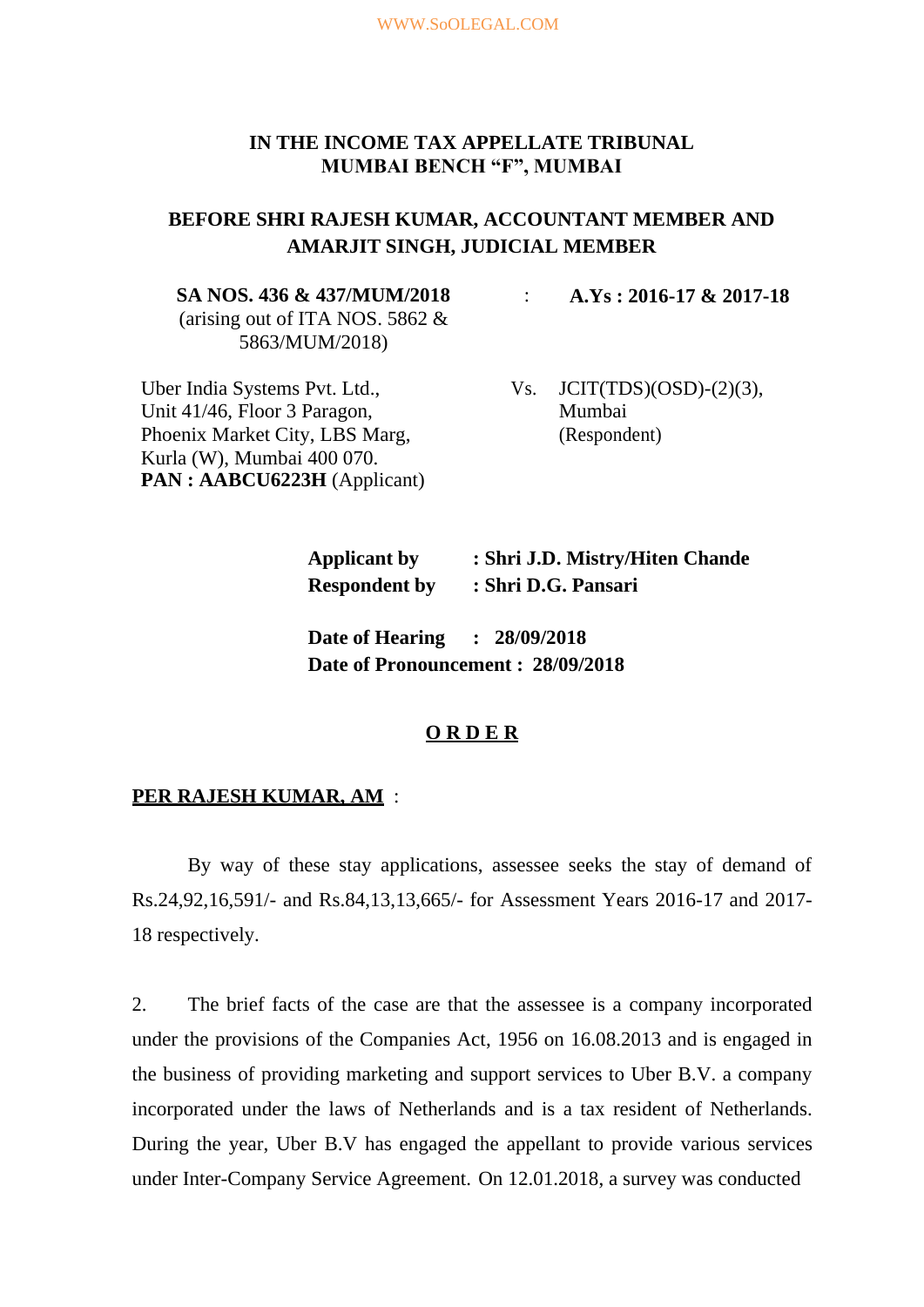**IN THE INCOME TAX APPELLATE TRIBUNAL**
**MUMBAI BENCH "F", MUMBAI**

**BEFORE SHRI RAJESH KUMAR, ACCOUNTANT MEMBER AND AMARJIT SINGH, JUDICIAL MEMBER**

**SA NOS. 436 & 437/MUM/2018** : **A.Ys : 2016-17 & 2017-18**
(arising out of ITA NOS. 5862 & 5863/MUM/2018)

Uber India Systems Pvt. Ltd.,
Unit 41/46, Floor 3 Paragon,
Phoenix Market City, LBS Marg,
Kurla (W), Mumbai 400 070.
**PAN : AABCU6223H** (Applicant)

Vs.

JCIT(TDS)(OSD)-(2)(3),
Mumbai
(Respondent)

**Applicant by : Shri J.D. Mistry/Hiten Chande**
**Respondent by : Shri D.G. Pansari**

**Date of Hearing : 28/09/2018**
**Date of Pronouncement : 28/09/2018**

## O R D E R

**PER RAJESH KUMAR, AM** :

By way of these stay applications, assessee seeks the stay of demand of Rs.24,92,16,591/- and Rs.84,13,13,665/- for Assessment Years 2016-17 and 2017-18 respectively.

2. The brief facts of the case are that the assessee is a company incorporated under the provisions of the Companies Act, 1956 on 16.08.2013 and is engaged in the business of providing marketing and support services to Uber B.V. a company incorporated under the laws of Netherlands and is a tax resident of Netherlands. During the year, Uber B.V has engaged the appellant to provide various services under Inter-Company Service Agreement. On 12.01.2018, a survey was conducted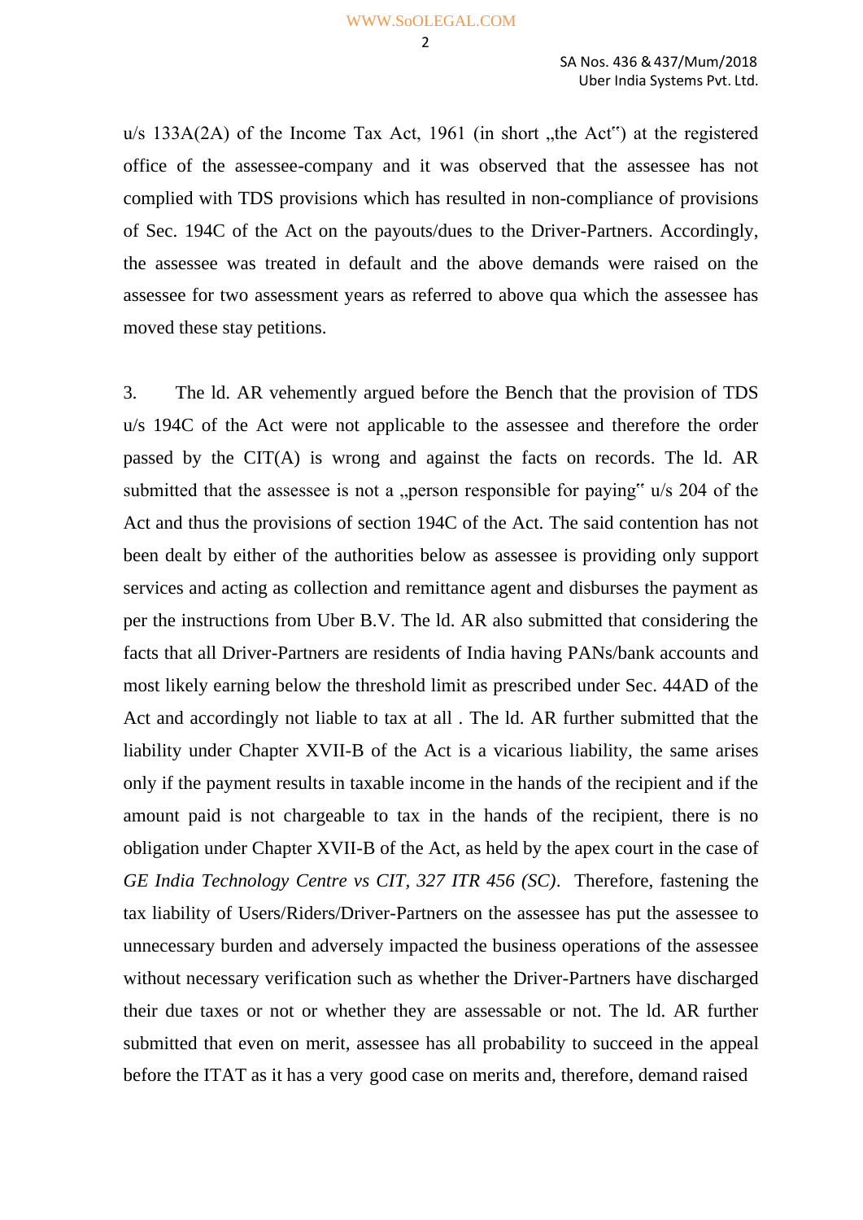u/s 133A(2A) of the Income Tax Act, 1961 (in short „the Act") at the registered office of the assessee-company and it was observed that the assessee has not complied with TDS provisions which has resulted in non-compliance of provisions of Sec. 194C of the Act on the payouts/dues to the Driver-Partners. Accordingly, the assessee was treated in default and the above demands were raised on the assessee for two assessment years as referred to above qua which the assessee has moved these stay petitions.

3. The ld. AR vehemently argued before the Bench that the provision of TDS u/s 194C of the Act were not applicable to the assessee and therefore the order passed by the CIT(A) is wrong and against the facts on records. The ld. AR submitted that the assessee is not a „person responsible for paying" u/s 204 of the Act and thus the provisions of section 194C of the Act. The said contention has not been dealt by either of the authorities below as assessee is providing only support services and acting as collection and remittance agent and disburses the payment as per the instructions from Uber B.V. The ld. AR also submitted that considering the facts that all Driver-Partners are residents of India having PANs/bank accounts and most likely earning below the threshold limit as prescribed under Sec. 44AD of the Act and accordingly not liable to tax at all . The ld. AR further submitted that the liability under Chapter XVII-B of the Act is a vicarious liability, the same arises only if the payment results in taxable income in the hands of the recipient and if the amount paid is not chargeable to tax in the hands of the recipient, there is no obligation under Chapter XVII-B of the Act, as held by the apex court in the case of *GE India Technology Centre vs CIT, 327 ITR 456 (SC)*. Therefore, fastening the tax liability of Users/Riders/Driver-Partners on the assessee has put the assessee to unnecessary burden and adversely impacted the business operations of the assessee without necessary verification such as whether the Driver-Partners have discharged their due taxes or not or whether they are assessable or not. The ld. AR further submitted that even on merit, assessee has all probability to succeed in the appeal before the ITAT as it has a very good case on merits and, therefore, demand raised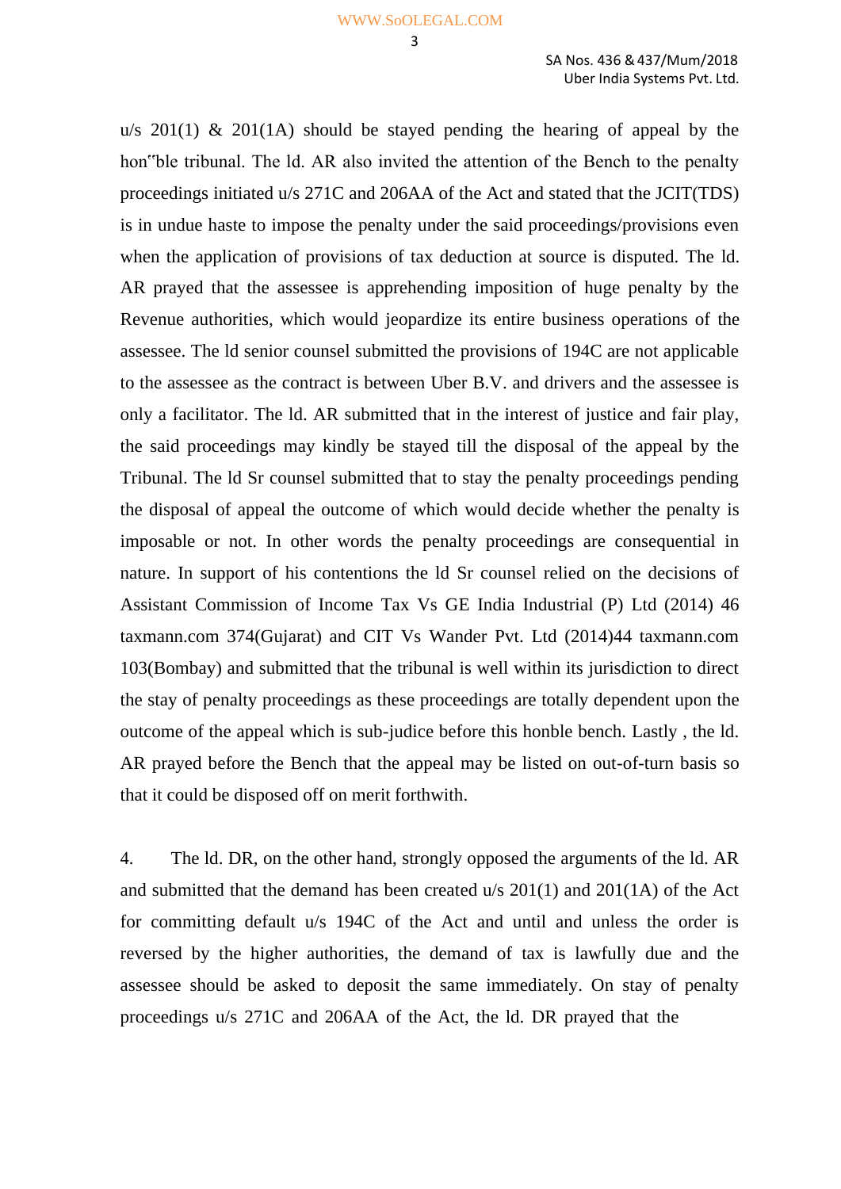u/s 201(1) & 201(1A) should be stayed pending the hearing of appeal by the hon"ble tribunal. The ld. AR also invited the attention of the Bench to the penalty proceedings initiated u/s 271C and 206AA of the Act and stated that the JCIT(TDS) is in undue haste to impose the penalty under the said proceedings/provisions even when the application of provisions of tax deduction at source is disputed. The ld. AR prayed that the assessee is apprehending imposition of huge penalty by the Revenue authorities, which would jeopardize its entire business operations of the assessee. The ld senior counsel submitted the provisions of 194C are not applicable to the assessee as the contract is between Uber B.V. and drivers and the assessee is only a facilitator. The ld. AR submitted that in the interest of justice and fair play, the said proceedings may kindly be stayed till the disposal of the appeal by the Tribunal. The ld Sr counsel submitted that to stay the penalty proceedings pending the disposal of appeal the outcome of which would decide whether the penalty is imposable or not. In other words the penalty proceedings are consequential in nature. In support of his contentions the ld Sr counsel relied on the decisions of Assistant Commission of Income Tax Vs GE India Industrial (P) Ltd (2014) 46 taxmann.com 374(Gujarat) and CIT Vs Wander Pvt. Ltd (2014)44 taxmann.com 103(Bombay) and submitted that the tribunal is well within its jurisdiction to direct the stay of penalty proceedings as these proceedings are totally dependent upon the outcome of the appeal which is sub-judice before this honble bench. Lastly , the ld. AR prayed before the Bench that the appeal may be listed on out-of-turn basis so that it could be disposed off on merit forthwith.

4. The ld. DR, on the other hand, strongly opposed the arguments of the ld. AR and submitted that the demand has been created u/s 201(1) and 201(1A) of the Act for committing default u/s 194C of the Act and until and unless the order is reversed by the higher authorities, the demand of tax is lawfully due and the assessee should be asked to deposit the same immediately. On stay of penalty proceedings u/s 271C and 206AA of the Act, the ld. DR prayed that the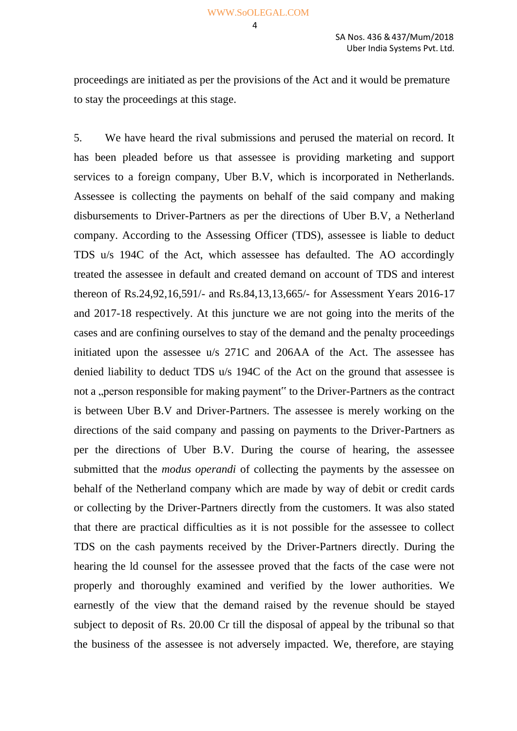proceedings are initiated as per the provisions of the Act and it would be premature to stay the proceedings at this stage.

5. We have heard the rival submissions and perused the material on record. It has been pleaded before us that assessee is providing marketing and support services to a foreign company, Uber B.V, which is incorporated in Netherlands. Assessee is collecting the payments on behalf of the said company and making disbursements to Driver-Partners as per the directions of Uber B.V, a Netherland company. According to the Assessing Officer (TDS), assessee is liable to deduct TDS u/s 194C of the Act, which assessee has defaulted. The AO accordingly treated the assessee in default and created demand on account of TDS and interest thereon of Rs.24,92,16,591/- and Rs.84,13,13,665/- for Assessment Years 2016-17 and 2017-18 respectively. At this juncture we are not going into the merits of the cases and are confining ourselves to stay of the demand and the penalty proceedings initiated upon the assessee u/s 271C and 206AA of the Act. The assessee has denied liability to deduct TDS u/s 194C of the Act on the ground that assessee is not a „person responsible for making payment" to the Driver-Partners as the contract is between Uber B.V and Driver-Partners. The assessee is merely working on the directions of the said company and passing on payments to the Driver-Partners as per the directions of Uber B.V. During the course of hearing, the assessee submitted that the *modus operandi* of collecting the payments by the assessee on behalf of the Netherland company which are made by way of debit or credit cards or collecting by the Driver-Partners directly from the customers. It was also stated that there are practical difficulties as it is not possible for the assessee to collect TDS on the cash payments received by the Driver-Partners directly. During the hearing the ld counsel for the assessee proved that the facts of the case were not properly and thoroughly examined and verified by the lower authorities. We earnestly of the view that the demand raised by the revenue should be stayed subject to deposit of Rs. 20.00 Cr till the disposal of appeal by the tribunal so that the business of the assessee is not adversely impacted. We, therefore, are staying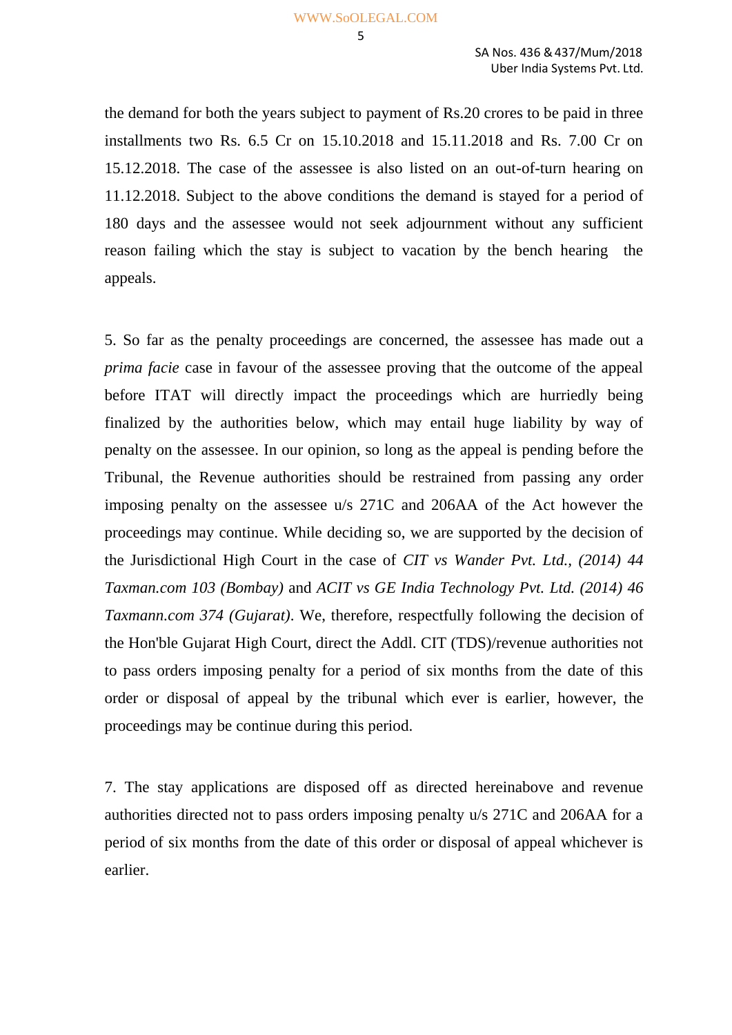the demand for both the years subject to payment of Rs.20 crores to be paid in three installments two Rs. 6.5 Cr on 15.10.2018 and 15.11.2018 and Rs. 7.00 Cr on 15.12.2018. The case of the assessee is also listed on an out-of-turn hearing on 11.12.2018. Subject to the above conditions the demand is stayed for a period of 180 days and the assessee would not seek adjournment without any sufficient reason failing which the stay is subject to vacation by the bench hearing the appeals.

5. So far as the penalty proceedings are concerned, the assessee has made out a *prima facie* case in favour of the assessee proving that the outcome of the appeal before ITAT will directly impact the proceedings which are hurriedly being finalized by the authorities below, which may entail huge liability by way of penalty on the assessee. In our opinion, so long as the appeal is pending before the Tribunal, the Revenue authorities should be restrained from passing any order imposing penalty on the assessee u/s 271C and 206AA of the Act however the proceedings may continue. While deciding so, we are supported by the decision of the Jurisdictional High Court in the case of *CIT vs Wander Pvt. Ltd., (2014) 44 Taxman.com 103 (Bombay)* and *ACIT vs GE India Technology Pvt. Ltd. (2014) 46 Taxmann.com 374 (Gujarat)*. We, therefore, respectfully following the decision of the Hon'ble Gujarat High Court, direct the Addl. CIT (TDS)/revenue authorities not to pass orders imposing penalty for a period of six months from the date of this order or disposal of appeal by the tribunal which ever is earlier, however, the proceedings may be continue during this period.

7. The stay applications are disposed off as directed hereinabove and revenue authorities directed not to pass orders imposing penalty u/s 271C and 206AA for a period of six months from the date of this order or disposal of appeal whichever is earlier.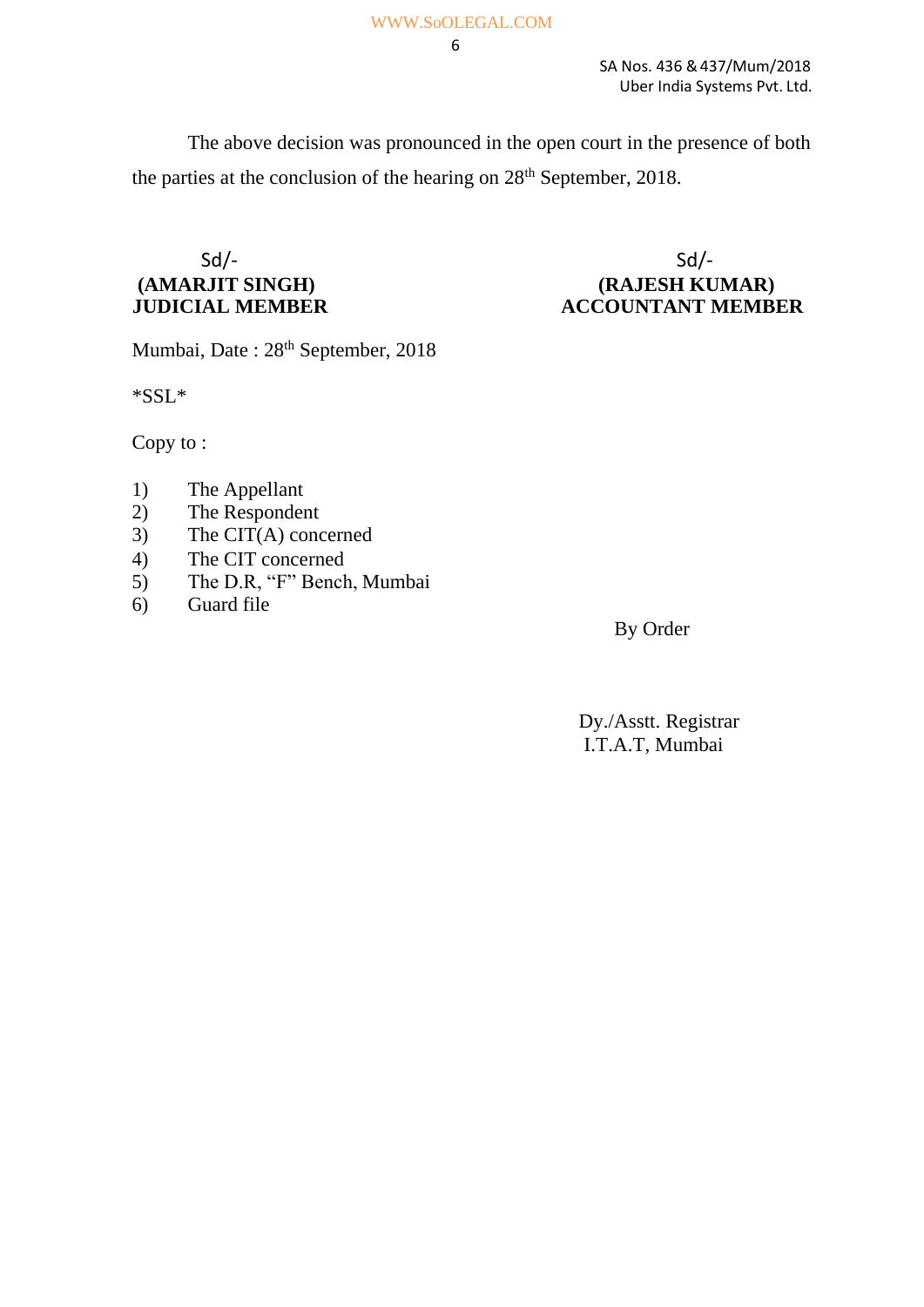The above decision was pronounced in the open court in the presence of both the parties at the conclusion of the hearing on 28th September, 2018.

| | |
|---|---|
| Sd/- | Sd/- |
| **(AMARJIT SINGH)** | **(RAJESH KUMAR)** |
| **JUDICIAL MEMBER** | **ACCOUNTANT MEMBER** |

Mumbai, Date : 28th September, 2018

*SSL*

Copy to :

1) The Appellant
2) The Respondent
3) The CIT(A) concerned
4) The CIT concerned
5) The D.R, "F" Bench, Mumbai
6) Guard file

By Order

Dy./Asstt. Registrar
I.T.A.T, Mumbai